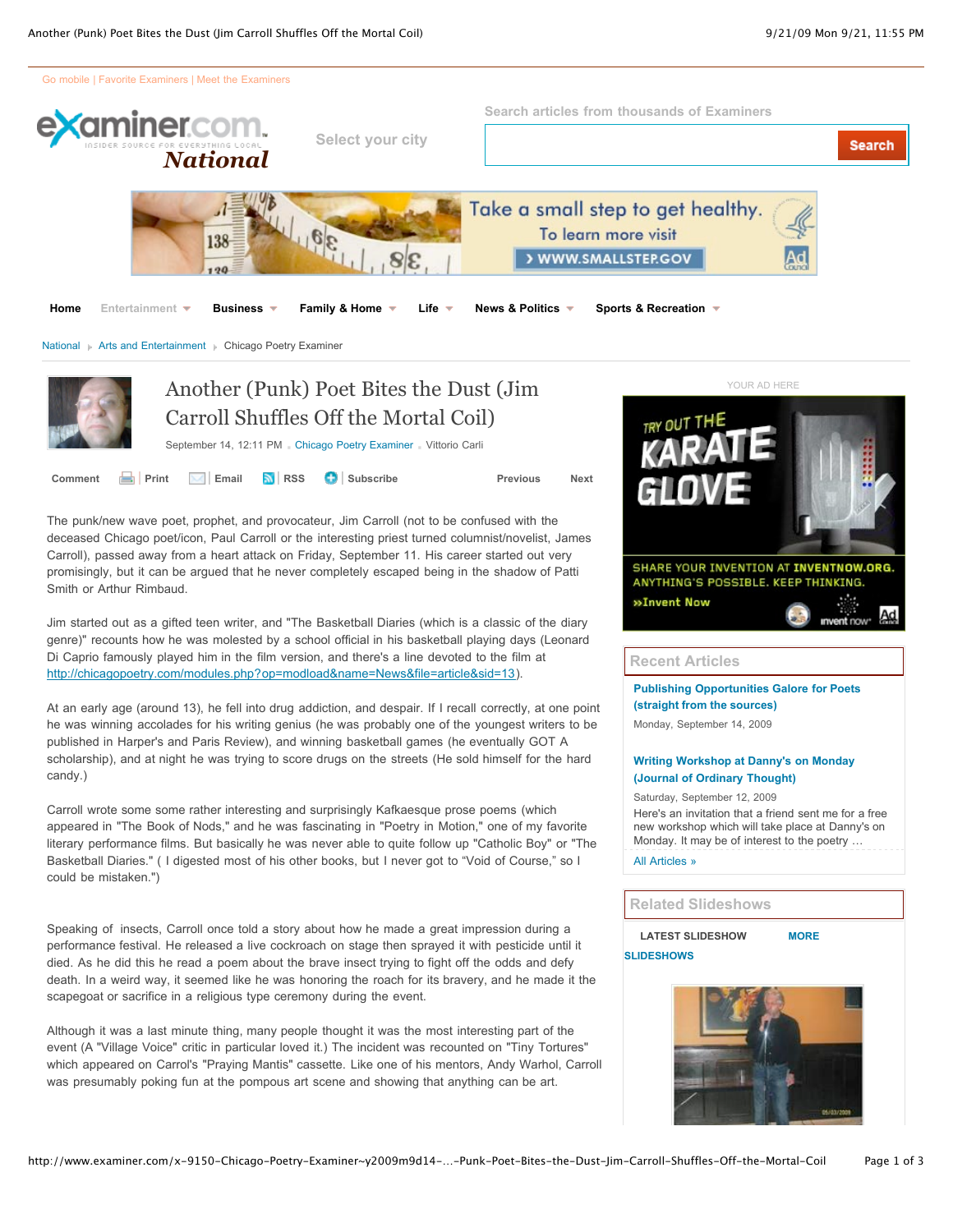Go mobile | Favorite Examiners | Meet the Examiners

examiner.com National

Select your city

Search articles from thousands of Examiners

Search

Home | Entertainment | Business | Family & Home | Life | News & Politics | Sports & Recreation

National > Arts and Entertainment > Chicago Poetry Examiner

# Another (Punk) Poet Bites the Dust (Jim Carroll Shuffles Off the Mortal Coil)

September 14, 12:11 PM . Chicago Poetry Examiner . Vittorio Carli

Comment | Print | Email | RSS | Subscribe | Previous | Next

The punk/new wave poet, prophet, and provocateur, Jim Carroll (not to be confused with the deceased Chicago poet/icon, Paul Carroll or the interesting priest turned columnist/novelist, James Carroll), passed away from a heart attack on Friday, September 11. His career started out very promisingly, but it can be argued that he never completely escaped being in the shadow of Patti Smith or Arthur Rimbaud.

Jim started out as a gifted teen writer, and "The Basketball Diaries (which is a classic of the diary genre)" recounts how he was molested by a school official in his basketball playing days (Leonard Di Caprio famously played him in the film version, and there's a line devoted to the film at http://chicagopoetry.com/modules.php?op=modload&name=News&file=article&sid=13).

At an early age (around 13), he fell into drug addiction, and despair. If I recall correctly, at one point he was winning accolades for his writing genius (he was probably one of the youngest writers to be published in Harper's and Paris Review), and winning basketball games (he eventually GOT A scholarship), and at night he was trying to score drugs on the streets (He sold himself for the hard candy.)

Carroll wrote some some rather interesting and surprisingly Kafkaesque prose poems (which appeared in "The Book of Nods," and he was fascinating in "Poetry in Motion," one of my favorite literary performance films. But basically he was never able to quite follow up "Catholic Boy" or "The Basketball Diaries." ( I digested most of his other books, but I never got to "Void of Course," so I could be mistaken.")

Speaking of insects, Carroll once told a story about how he made a great impression during a performance festival. He released a live cockroach on stage then sprayed it with pesticide until it died. As he did this he read a poem about the brave insect trying to fight off the odds and defy death. In a weird way, it seemed like he was honoring the roach for its bravery, and he made it the scapegoat or sacrifice in a religious type ceremony during the event.

Although it was a last minute thing, many people thought it was the most interesting part of the event (A "Village Voice" critic in particular loved it.) The incident was recounted on "Tiny Tortures" which appeared on Carrol's "Praying Mantis" cassette. Like one of his mentors, Andy Warhol, Carroll was presumably poking fun at the pompous art scene and showing that anything can be art.

YOUR AD HERE

## Recent Articles

**Publishing Opportunities Galore for Poets (straight from the sources)**
Monday, September 14, 2009

**Writing Workshop at Danny's on Monday (Journal of Ordinary Thought)**
Saturday, September 12, 2009
Here's an invitation that a friend sent me for a free new workshop which will take place at Danny's on Monday. It may be of interest to the poetry …

All Articles »

## Related Slideshows

LATEST SLIDESHOW | MORE SLIDESHOWS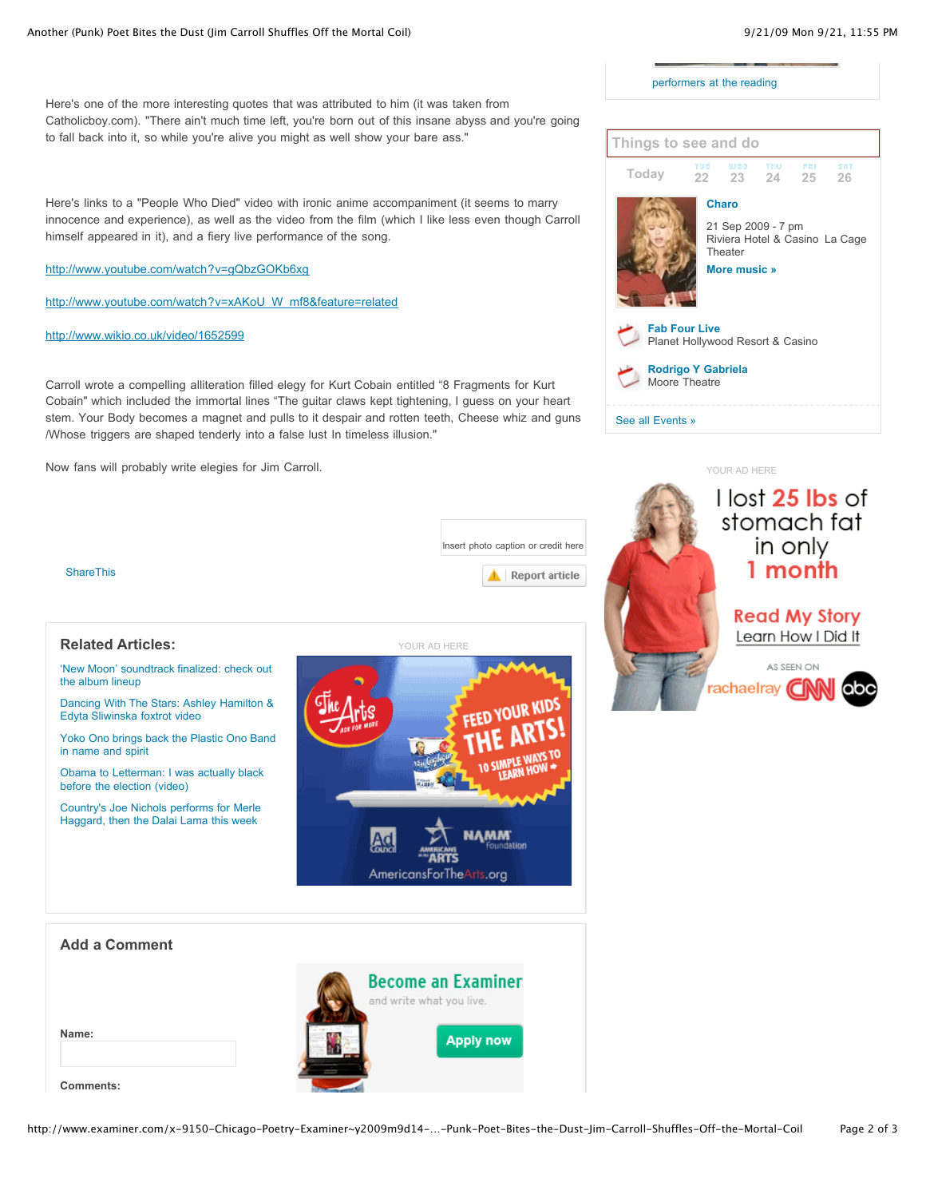performers at the reading

Here's one of the more interesting quotes that was attributed to him (it was taken from Catholicboy.com). "There ain't much time left, you're born out of this insane abyss and you're going to fall back into it, so while you're alive you might as well show your bare ass."

Here's links to a "People Who Died" video with ironic anime accompaniment (it seems to marry innocence and experience), as well as the video from the film (which I like less even though Carroll himself appeared in it), and a fiery live performance of the song.

http://www.youtube.com/watch?v=gQbzGOKb6xg

http://www.youtube.com/watch?v=xAKoU_W_mf8&feature=related

http://www.wikio.co.uk/video/1652599

Carroll wrote a compelling alliteration filled elegy for Kurt Cobain entitled "8 Fragments for Kurt Cobain" which included the immortal lines "The guitar claws kept tightening, I guess on your heart stem. Your Body becomes a magnet and pulls to it despair and rotten teeth, Cheese whiz and guns /Whose triggers are shaped tenderly into a false lust In timeless illusion."

Now fans will probably write elegies for Jim Carroll.

Insert photo caption or credit here

ShareThis

Report article

## Things to see and do

Today | TUE 22 | WED 23 | THU 24 | FRI 25 | SAT 26

**Charo**
21 Sep 2009 - 7 pm
Riviera Hotel & Casino La Cage Theater
**More music »**

**Fab Four Live**
Planet Hollywood Resort & Casino

**Rodrigo Y Gabriela**
Moore Theatre

See all Events »

YOUR AD HERE

I lost 25 lbs of stomach fat in only 1 month

Read My Story
Learn How I Did It

AS SEEN ON rachaelray CNN abc

## Related Articles:

'New Moon' soundtrack finalized: check out the album lineup

Dancing With The Stars: Ashley Hamilton & Edyta Sliwinska foxtrot video

Yoko Ono brings back the Plastic Ono Band in name and spirit

Obama to Letterman: I was actually black before the election (video)

Country's Joe Nichols performs for Merle Haggard, then the Dalai Lama this week

YOUR AD HERE

The Arts ASK FOR MORE — FEED YOUR KIDS THE ARTS! 10 SIMPLE WAYS TO LEARN HOW — Ad Council, Americans for the Arts, NAMM Foundation — AmericansForTheArts.org

## Add a Comment

Become an Examiner
and write what you live.
Apply now

**Name:**

**Comments:**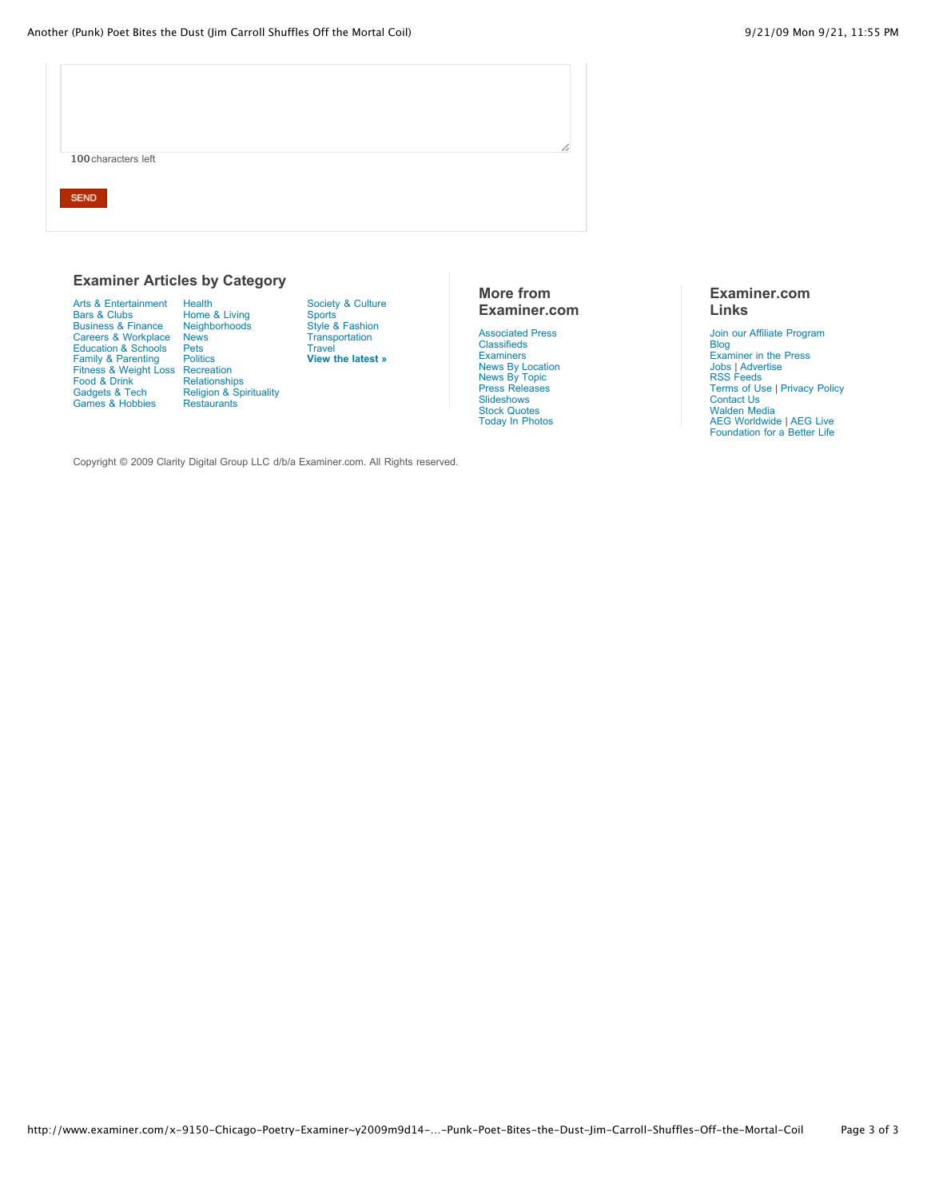100 characters left

SEND

## Examiner Articles by Category

Arts & Entertainment
Bars & Clubs
Business & Finance
Careers & Workplace
Education & Schools
Family & Parenting
Fitness & Weight Loss
Food & Drink
Gadgets & Tech
Games & Hobbies
Health
Home & Living
Neighborhoods
News
Pets
Politics
Recreation
Relationships
Religion & Spirituality
Restaurants
Society & Culture
Sports
Style & Fashion
Transportation
Travel
**View the latest »**

## More from Examiner.com

Associated Press
Classifieds
Examiners
News By Location
News By Topic
Press Releases
Slideshows
Stock Quotes
Today In Photos

## Examiner.com Links

Join our Affiliate Program
Blog
Examiner in the Press
Jobs | Advertise
RSS Feeds
Terms of Use | Privacy Policy
Contact Us
Walden Media
AEG Worldwide | AEG Live
Foundation for a Better Life

Copyright © 2009 Clarity Digital Group LLC d/b/a Examiner.com. All Rights reserved.